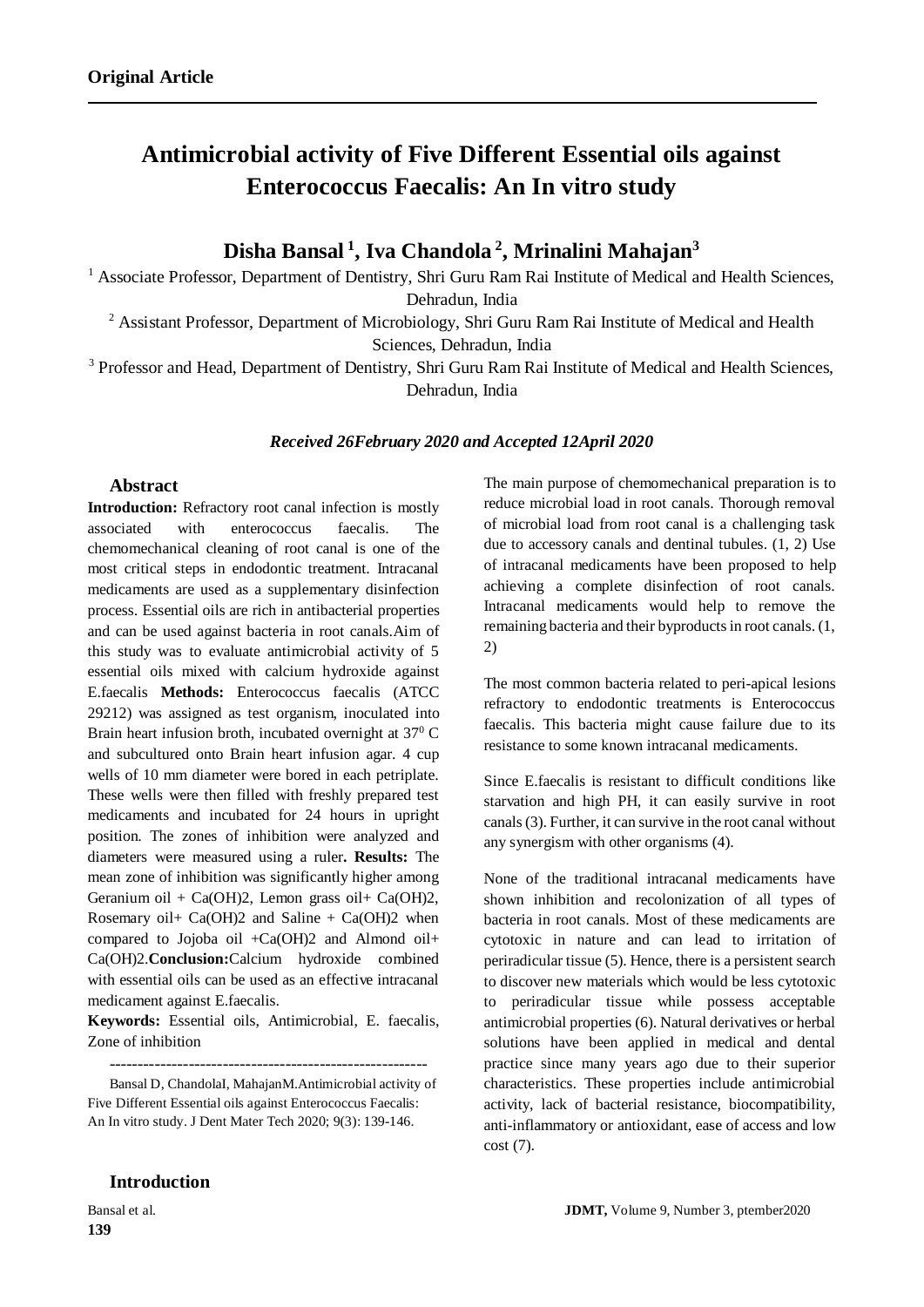**Original Article**

# Antimicrobial activity of Five Different Essential oils against Enterococcus Faecalis: An In vitro study

## Disha Bansal [1], Iva Chandola [2], Mrinalini Mahajan[3]

[1] Associate Professor, Department of Dentistry, Shri Guru Ram Rai Institute of Medical and Health Sciences, Dehradun, India

[2] Assistant Professor, Department of Microbiology, Shri Guru Ram Rai Institute of Medical and Health Sciences, Dehradun, India

[3] Professor and Head, Department of Dentistry, Shri Guru Ram Rai Institute of Medical and Health Sciences, Dehradun, India

***Received 26February 2020 and Accepted 12April 2020***

### Abstract

**Introduction:** Refractory root canal infection is mostly associated with enterococcus faecalis. The chemomechanical cleaning of root canal is one of the most critical steps in endodontic treatment. Intracanal medicaments are used as a supplementary disinfection process. Essential oils are rich in antibacterial properties and can be used against bacteria in root canals.Aim of this study was to evaluate antimicrobial activity of 5 essential oils mixed with calcium hydroxide against E.faecalis **Methods:** Enterococcus faecalis (ATCC 29212) was assigned as test organism, inoculated into Brain heart infusion broth, incubated overnight at $37^0$ C and subcultured onto Brain heart infusion agar. 4 cup wells of 10 mm diameter were bored in each petriplate. These wells were then filled with freshly prepared test medicaments and incubated for 24 hours in upright position. The zones of inhibition were analyzed and diameters were measured using a ruler**. Results:** The mean zone of inhibition was significantly higher among Geranium oil + Ca(OH)2, Lemon grass oil+ Ca(OH)2, Rosemary oil+ Ca(OH)2 and Saline + Ca(OH)2 when compared to Jojoba oil +Ca(OH)2 and Almond oil+ Ca(OH)2.**Conclusion:**Calcium hydroxide combined with essential oils can be used as an effective intracanal medicament against E.faecalis.

**Keywords:** Essential oils, Antimicrobial, E. faecalis, Zone of inhibition

---------------------------------------------------------

Bansal D, ChandolaI, MahajanM.Antimicrobial activity of Five Different Essential oils against Enterococcus Faecalis: An In vitro study. J Dent Mater Tech 2020; 9(3): 139-146.

### Introduction

The main purpose of chemomechanical preparation is to reduce microbial load in root canals. Thorough removal of microbial load from root canal is a challenging task due to accessory canals and dentinal tubules. (1, 2) Use of intracanal medicaments have been proposed to help achieving a complete disinfection of root canals. Intracanal medicaments would help to remove the remaining bacteria and their byproducts in root canals. (1, 2)

The most common bacteria related to peri-apical lesions refractory to endodontic treatments is Enterococcus faecalis. This bacteria might cause failure due to its resistance to some known intracanal medicaments.

Since E.faecalis is resistant to difficult conditions like starvation and high PH, it can easily survive in root canals (3). Further, it can survive in the root canal without any synergism with other organisms (4).

None of the traditional intracanal medicaments have shown inhibition and recolonization of all types of bacteria in root canals. Most of these medicaments are cytotoxic in nature and can lead to irritation of periradicular tissue (5). Hence, there is a persistent search to discover new materials which would be less cytotoxic to periradicular tissue while possess acceptable antimicrobial properties (6). Natural derivatives or herbal solutions have been applied in medical and dental practice since many years ago due to their superior characteristics. These properties include antimicrobial activity, lack of bacterial resistance, biocompatibility, anti-inflammatory or antioxidant, ease of access and low cost (7).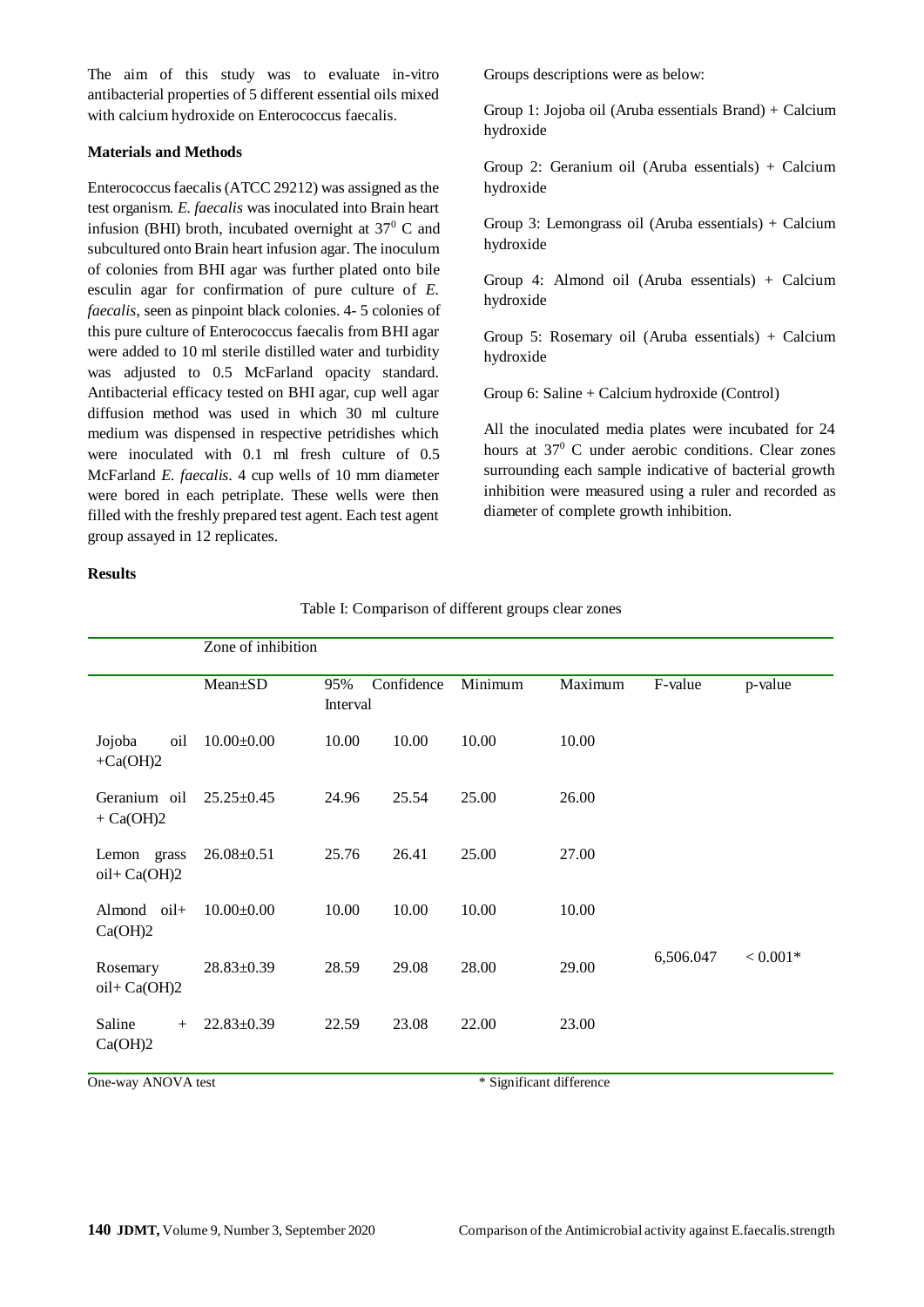The aim of this study was to evaluate in-vitro antibacterial properties of 5 different essential oils mixed with calcium hydroxide on Enterococcus faecalis.

**Materials and Methods**

Enterococcus faecalis (ATCC 29212) was assigned as the test organism. *E. faecalis* was inoculated into Brain heart infusion (BHI) broth, incubated overnight at $37^0$ C and subcultured onto Brain heart infusion agar. The inoculum of colonies from BHI agar was further plated onto bile esculin agar for confirmation of pure culture of *E. faecalis*, seen as pinpoint black colonies. 4- 5 colonies of this pure culture of Enterococcus faecalis from BHI agar were added to 10 ml sterile distilled water and turbidity was adjusted to 0.5 McFarland opacity standard. Antibacterial efficacy tested on BHI agar, cup well agar diffusion method was used in which 30 ml culture medium was dispensed in respective petridishes which were inoculated with 0.1 ml fresh culture of 0.5 McFarland *E. faecalis*. 4 cup wells of 10 mm diameter were bored in each petriplate. These wells were then filled with the freshly prepared test agent. Each test agent group assayed in 12 replicates.

Groups descriptions were as below:

Group 1: Jojoba oil (Aruba essentials Brand) + Calcium hydroxide

Group 2: Geranium oil (Aruba essentials) + Calcium hydroxide

Group 3: Lemongrass oil (Aruba essentials) + Calcium hydroxide

Group 4: Almond oil (Aruba essentials) + Calcium hydroxide

Group 5: Rosemary oil (Aruba essentials) + Calcium hydroxide

Group 6: Saline + Calcium hydroxide (Control)

All the inoculated media plates were incubated for 24 hours at $37^0$ C under aerobic conditions. Clear zones surrounding each sample indicative of bacterial growth inhibition were measured using a ruler and recorded as diameter of complete growth inhibition.

**Results**

Table I: Comparison of different groups clear zones

| | Zone of inhibition | | | | | | |
|---|---|---|---|---|---|---|---|
| | Mean±SD | 95% Confidence Interval | | Minimum | Maximum | F-value | p-value |
| Jojoba oil $+Ca(OH)_2$ | 10.00±0.00 | 10.00 | 10.00 | 10.00 | 10.00 | 6,506.047 | < 0.001* |
| Geranium oil $+ Ca(OH)_2$ | 25.25±0.45 | 24.96 | 25.54 | 25.00 | 26.00 | | |
| Lemon grass oil$+ Ca(OH)_2$ | 26.08±0.51 | 25.76 | 26.41 | 25.00 | 27.00 | | |
| Almond oil$+ Ca(OH)_2$ | 10.00±0.00 | 10.00 | 10.00 | 10.00 | 10.00 | | |
| Rosemary oil$+ Ca(OH)_2$ | 28.83±0.39 | 28.59 | 29.08 | 28.00 | 29.00 | | |
| Saline $+ Ca(OH)_2$ | 22.83±0.39 | 22.59 | 23.08 | 22.00 | 23.00 | | |

One-way ANOVA test * Significant difference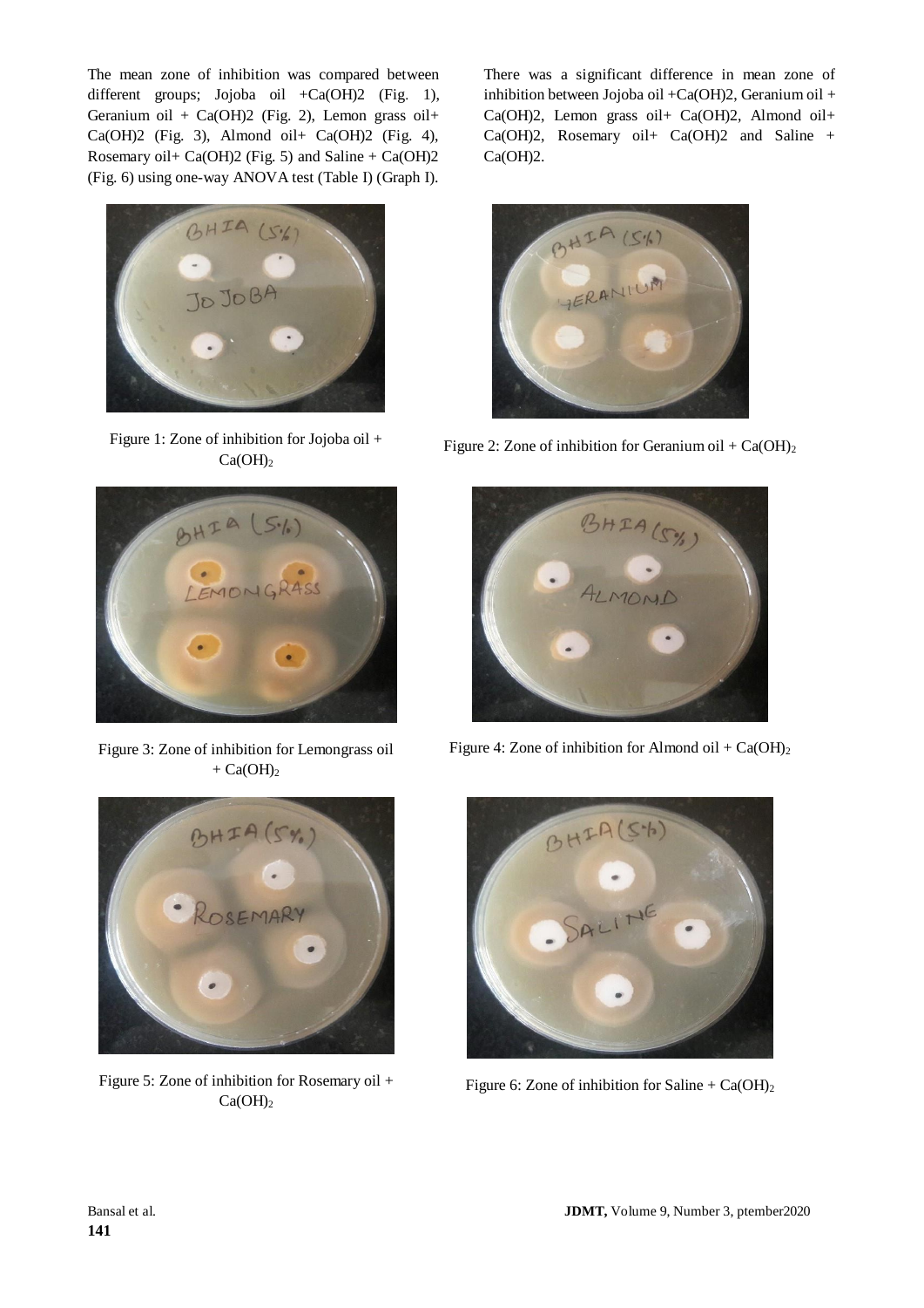The mean zone of inhibition was compared between different groups; Jojoba oil +$Ca(OH)_2$ (Fig. 1), Geranium oil + $Ca(OH)_2$ (Fig. 2), Lemon grass oil+ $Ca(OH)_2$ (Fig. 3), Almond oil+ $Ca(OH)_2$ (Fig. 4), Rosemary oil+ $Ca(OH)_2$ (Fig. 5) and Saline + $Ca(OH)_2$ (Fig. 6) using one-way ANOVA test (Table I) (Graph I).

There was a significant difference in mean zone of inhibition between Jojoba oil +$Ca(OH)_2$, Geranium oil + $Ca(OH)_2$, Lemon grass oil+ $Ca(OH)_2$, Almond oil+ $Ca(OH)_2$, Rosemary oil+ $Ca(OH)_2$ and Saline + $Ca(OH)_2$.

Figure 1: Zone of inhibition for Jojoba oil + $Ca(OH)_2$

Figure 2: Zone of inhibition for Geranium oil + $Ca(OH)_2$

Figure 3: Zone of inhibition for Lemongrass oil + $Ca(OH)_2$

Figure 4: Zone of inhibition for Almond oil + $Ca(OH)_2$

Figure 5: Zone of inhibition for Rosemary oil + $Ca(OH)_2$

Figure 6: Zone of inhibition for Saline + $Ca(OH)_2$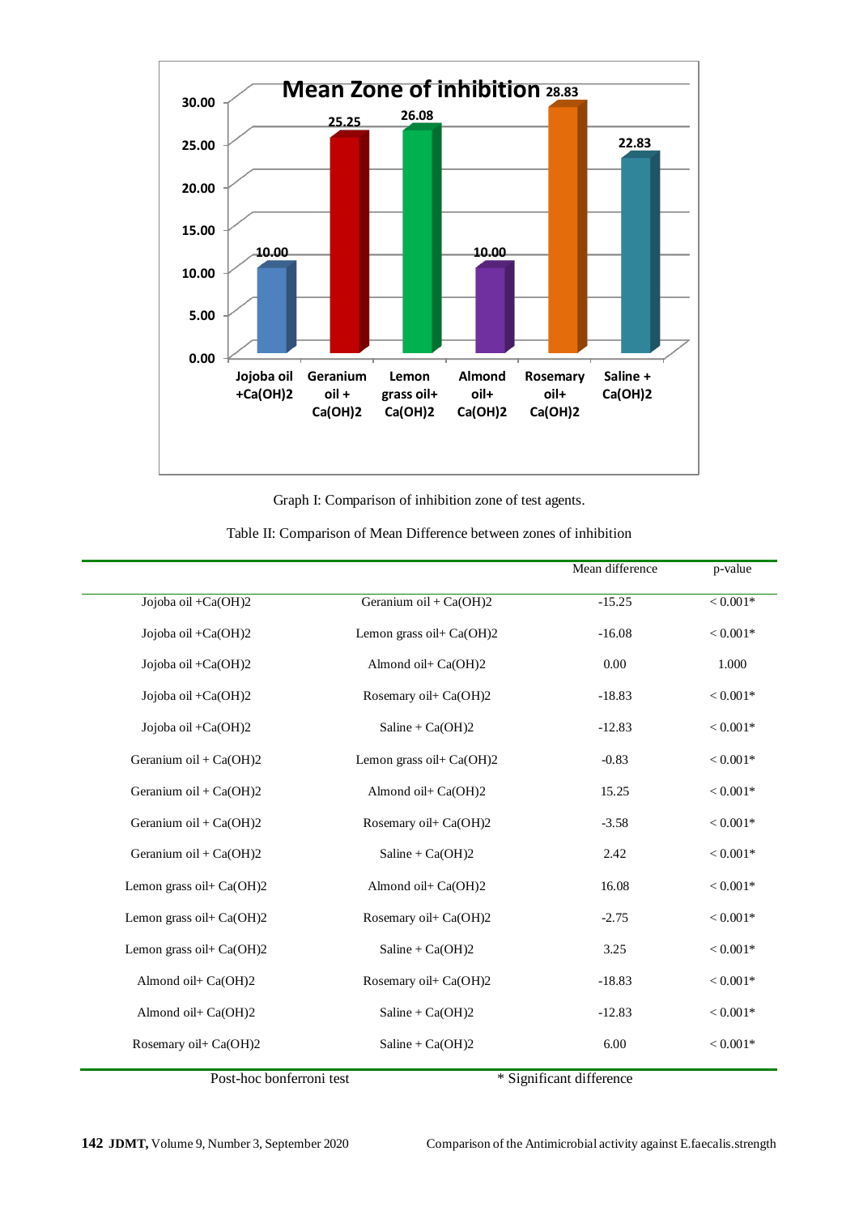**Mean Zone of inhibition**

| Test agent | Mean zone of inhibition |
|---|---|
| Jojoba oil +Ca(OH)2 | 10.00 |
| Geranium oil + Ca(OH)2 | 25.25 |
| Lemon grass oil+ Ca(OH)2 | 26.08 |
| Almond oil+ Ca(OH)2 | 10.00 |
| Rosemary oil+ Ca(OH)2 | 28.83 |
| Saline + Ca(OH)2 | 22.83 |

Graph I: Comparison of inhibition zone of test agents.

Table II: Comparison of Mean Difference between zones of inhibition

| | | Mean difference | p-value |
|---|---|---|---|
| Jojoba oil +Ca(OH)2 | Geranium oil + Ca(OH)2 | -15.25 | < 0.001* |
| Jojoba oil +Ca(OH)2 | Lemon grass oil+ Ca(OH)2 | -16.08 | < 0.001* |
| Jojoba oil +Ca(OH)2 | Almond oil+ Ca(OH)2 | 0.00 | 1.000 |
| Jojoba oil +Ca(OH)2 | Rosemary oil+ Ca(OH)2 | -18.83 | < 0.001* |
| Jojoba oil +Ca(OH)2 | Saline + Ca(OH)2 | -12.83 | < 0.001* |
| Geranium oil + Ca(OH)2 | Lemon grass oil+ Ca(OH)2 | -0.83 | < 0.001* |
| Geranium oil + Ca(OH)2 | Almond oil+ Ca(OH)2 | 15.25 | < 0.001* |
| Geranium oil + Ca(OH)2 | Rosemary oil+ Ca(OH)2 | -3.58 | < 0.001* |
| Geranium oil + Ca(OH)2 | Saline + Ca(OH)2 | 2.42 | < 0.001* |
| Lemon grass oil+ Ca(OH)2 | Almond oil+ Ca(OH)2 | 16.08 | < 0.001* |
| Lemon grass oil+ Ca(OH)2 | Rosemary oil+ Ca(OH)2 | -2.75 | < 0.001* |
| Lemon grass oil+ Ca(OH)2 | Saline + Ca(OH)2 | 3.25 | < 0.001* |
| Almond oil+ Ca(OH)2 | Rosemary oil+ Ca(OH)2 | -18.83 | < 0.001* |
| Almond oil+ Ca(OH)2 | Saline + Ca(OH)2 | -12.83 | < 0.001* |
| Rosemary oil+ Ca(OH)2 | Saline + Ca(OH)2 | 6.00 | < 0.001* |

Post-hoc bonferroni test        * Significant difference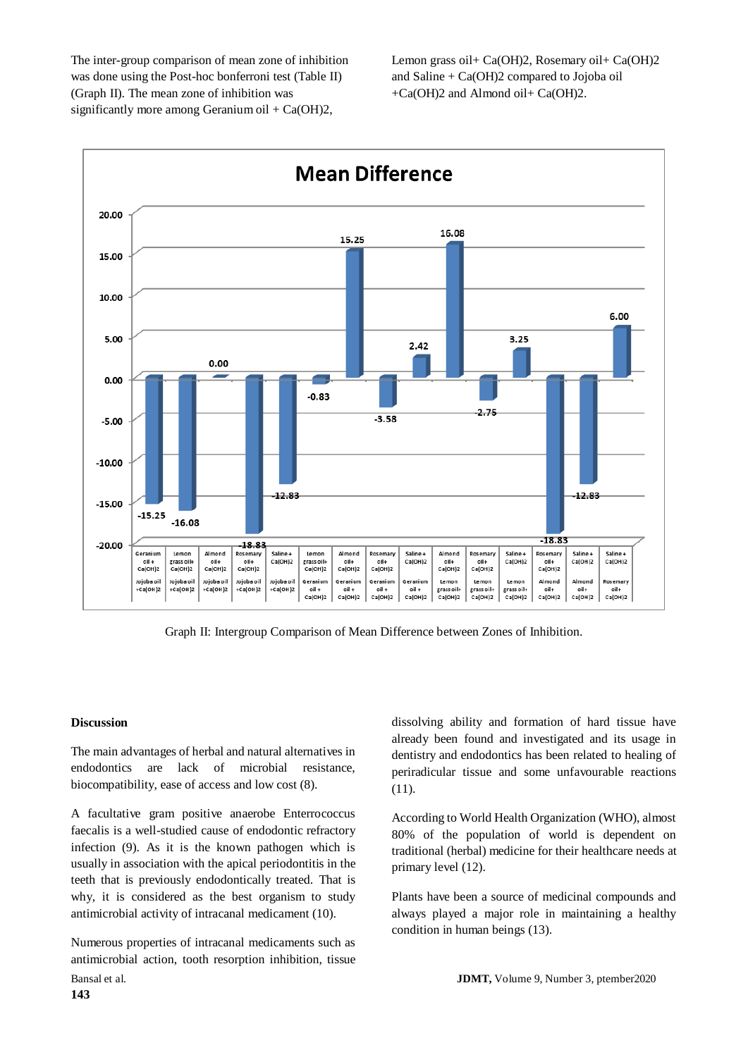The inter-group comparison of mean zone of inhibition was done using the Post-hoc bonferroni test (Table II) (Graph II). The mean zone of inhibition was significantly more among Geranium oil + Ca(OH)2, Lemon grass oil+ Ca(OH)2, Rosemary oil+ Ca(OH)2 and Saline + Ca(OH)2 compared to Jojoba oil +Ca(OH)2 and Almond oil+ Ca(OH)2.

Graph II: Intergroup Comparison of Mean Difference between Zones of Inhibition.

## Discussion

The main advantages of herbal and natural alternatives in endodontics are lack of microbial resistance, biocompatibility, ease of access and low cost (8).

A facultative gram positive anaerobe Enterrococcus faecalis is a well-studied cause of endodontic refractory infection (9). As it is the known pathogen which is usually in association with the apical periodontitis in the teeth that is previously endodontically treated. That is why, it is considered as the best organism to study antimicrobial activity of intracanal medicament (10).

Numerous properties of intracanal medicaments such as antimicrobial action, tooth resorption inhibition, tissue dissolving ability and formation of hard tissue have already been found and investigated and its usage in dentistry and endodontics has been related to healing of periradicular tissue and some unfavourable reactions (11).

According to World Health Organization (WHO), almost 80% of the population of world is dependent on traditional (herbal) medicine for their healthcare needs at primary level (12).

Plants have been a source of medicinal compounds and always played a major role in maintaining a healthy condition in human beings (13).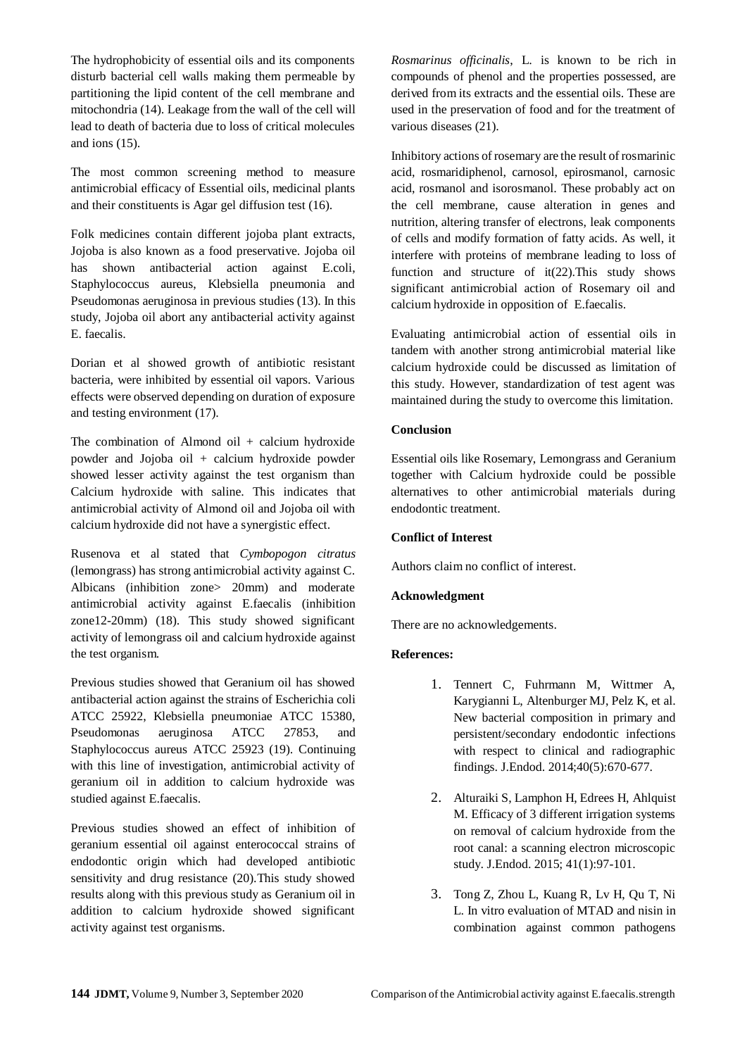The hydrophobicity of essential oils and its components disturb bacterial cell walls making them permeable by partitioning the lipid content of the cell membrane and mitochondria (14). Leakage from the wall of the cell will lead to death of bacteria due to loss of critical molecules and ions (15).

The most common screening method to measure antimicrobial efficacy of Essential oils, medicinal plants and their constituents is Agar gel diffusion test (16).

Folk medicines contain different jojoba plant extracts, Jojoba is also known as a food preservative. Jojoba oil has shown antibacterial action against E.coli, Staphylococcus aureus, Klebsiella pneumonia and Pseudomonas aeruginosa in previous studies (13). In this study, Jojoba oil abort any antibacterial activity against E. faecalis.

Dorian et al showed growth of antibiotic resistant bacteria, were inhibited by essential oil vapors. Various effects were observed depending on duration of exposure and testing environment (17).

The combination of Almond oil + calcium hydroxide powder and Jojoba oil + calcium hydroxide powder showed lesser activity against the test organism than Calcium hydroxide with saline. This indicates that antimicrobial activity of Almond oil and Jojoba oil with calcium hydroxide did not have a synergistic effect.

Rusenova et al stated that *Cymbopogon citratus* (lemongrass) has strong antimicrobial activity against C. Albicans (inhibition zone> 20mm) and moderate antimicrobial activity against E.faecalis (inhibition zone12-20mm) (18). This study showed significant activity of lemongrass oil and calcium hydroxide against the test organism.

Previous studies showed that Geranium oil has showed antibacterial action against the strains of Escherichia coli ATCC 25922, Klebsiella pneumoniae ATCC 15380, Pseudomonas aeruginosa ATCC 27853, and Staphylococcus aureus ATCC 25923 (19). Continuing with this line of investigation, antimicrobial activity of geranium oil in addition to calcium hydroxide was studied against E.faecalis.

Previous studies showed an effect of inhibition of geranium essential oil against enterococcal strains of endodontic origin which had developed antibiotic sensitivity and drug resistance (20).This study showed results along with this previous study as Geranium oil in addition to calcium hydroxide showed significant activity against test organisms.

*Rosmarinus officinalis*, L. is known to be rich in compounds of phenol and the properties possessed, are derived from its extracts and the essential oils. These are used in the preservation of food and for the treatment of various diseases (21).

Inhibitory actions of rosemary are the result of rosmarinic acid, rosmaridiphenol, carnosol, epirosmanol, carnosic acid, rosmanol and isorosmanol. These probably act on the cell membrane, cause alteration in genes and nutrition, altering transfer of electrons, leak components of cells and modify formation of fatty acids. As well, it interfere with proteins of membrane leading to loss of function and structure of it(22).This study shows significant antimicrobial action of Rosemary oil and calcium hydroxide in opposition of E.faecalis.

Evaluating antimicrobial action of essential oils in tandem with another strong antimicrobial material like calcium hydroxide could be discussed as limitation of this study. However, standardization of test agent was maintained during the study to overcome this limitation.

## Conclusion

Essential oils like Rosemary, Lemongrass and Geranium together with Calcium hydroxide could be possible alternatives to other antimicrobial materials during endodontic treatment.

## Conflict of Interest

Authors claim no conflict of interest.

## Acknowledgment

There are no acknowledgements.

## References:

1. Tennert C, Fuhrmann M, Wittmer A, Karygianni L, Altenburger MJ, Pelz K, et al. New bacterial composition in primary and persistent/secondary endodontic infections with respect to clinical and radiographic findings. J.Endod. 2014;40(5):670-677.
2. Alturaiki S, Lamphon H, Edrees H, Ahlquist M. Efficacy of 3 different irrigation systems on removal of calcium hydroxide from the root canal: a scanning electron microscopic study. J.Endod. 2015; 41(1):97-101.
3. Tong Z, Zhou L, Kuang R, Lv H, Qu T, Ni L. In vitro evaluation of MTAD and nisin in combination against common pathogens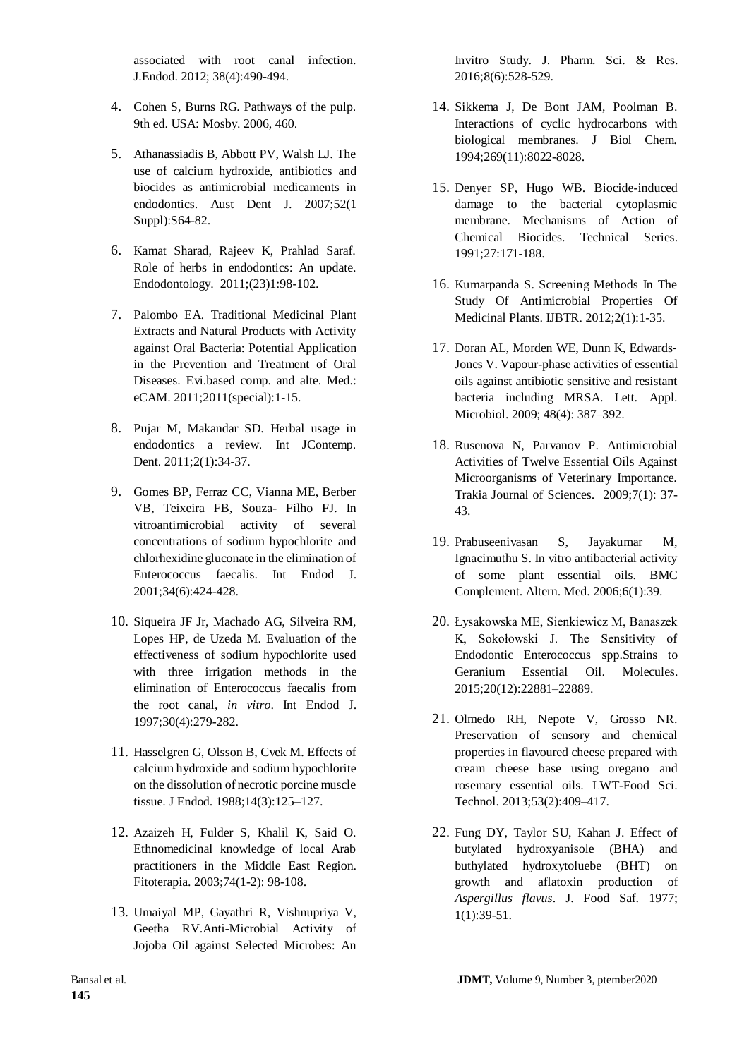associated with root canal infection. J.Endod. 2012; 38(4):490-494.

4. Cohen S, Burns RG. Pathways of the pulp. 9th ed. USA: Mosby. 2006, 460.

5. Athanassiadis B, Abbott PV, Walsh LJ. The use of calcium hydroxide, antibiotics and biocides as antimicrobial medicaments in endodontics. Aust Dent J. 2007;52(1 Suppl):S64-82.

6. Kamat Sharad, Rajeev K, Prahlad Saraf. Role of herbs in endodontics: An update. Endodontology. 2011;(23)1:98-102.

7. Palombo EA. Traditional Medicinal Plant Extracts and Natural Products with Activity against Oral Bacteria: Potential Application in the Prevention and Treatment of Oral Diseases. Evi.based comp. and alte. Med.: eCAM. 2011;2011(special):1-15.

8. Pujar M, Makandar SD. Herbal usage in endodontics a review. Int JContemp. Dent. 2011;2(1):34-37.

9. Gomes BP, Ferraz CC, Vianna ME, Berber VB, Teixeira FB, Souza- Filho FJ. In vitroantimicrobial activity of several concentrations of sodium hypochlorite and chlorhexidine gluconate in the elimination of Enterococcus faecalis. Int Endod J. 2001;34(6):424-428.

10. Siqueira JF Jr, Machado AG, Silveira RM, Lopes HP, de Uzeda M. Evaluation of the effectiveness of sodium hypochlorite used with three irrigation methods in the elimination of Enterococcus faecalis from the root canal, *in vitro*. Int Endod J. 1997;30(4):279-282.

11. Hasselgren G, Olsson B, Cvek M. Effects of calcium hydroxide and sodium hypochlorite on the dissolution of necrotic porcine muscle tissue. J Endod. 1988;14(3):125–127.

12. Azaizeh H, Fulder S, Khalil K, Said O. Ethnomedicinal knowledge of local Arab practitioners in the Middle East Region. Fitoterapia. 2003;74(1-2): 98-108.

13. Umaiyal MP, Gayathri R, Vishnupriya V, Geetha RV.Anti-Microbial Activity of Jojoba Oil against Selected Microbes: An Invitro Study. J. Pharm. Sci. & Res. 2016;8(6):528-529.

14. Sikkema J, De Bont JAM, Poolman B. Interactions of cyclic hydrocarbons with biological membranes. J Biol Chem. 1994;269(11):8022-8028.

15. Denyer SP, Hugo WB. Biocide-induced damage to the bacterial cytoplasmic membrane. Mechanisms of Action of Chemical Biocides. Technical Series. 1991;27:171-188.

16. Kumarpanda S. Screening Methods In The Study Of Antimicrobial Properties Of Medicinal Plants. IJBTR. 2012;2(1):1-35.

17. Doran AL, Morden WE, Dunn K, Edwards-Jones V. Vapour-phase activities of essential oils against antibiotic sensitive and resistant bacteria including MRSA. Lett. Appl. Microbiol. 2009; 48(4): 387–392.

18. Rusenova N, Parvanov P. Antimicrobial Activities of Twelve Essential Oils Against Microorganisms of Veterinary Importance. Trakia Journal of Sciences. 2009;7(1): 37-43.

19. Prabuseenivasan S, Jayakumar M, Ignacimuthu S. In vitro antibacterial activity of some plant essential oils. BMC Complement. Altern. Med. 2006;6(1):39.

20. Łysakowska ME, Sienkiewicz M, Banaszek K, Sokołowski J. The Sensitivity of Endodontic Enterococcus spp.Strains to Geranium Essential Oil. Molecules. 2015;20(12):22881–22889.

21. Olmedo RH, Nepote V, Grosso NR. Preservation of sensory and chemical properties in flavoured cheese prepared with cream cheese base using oregano and rosemary essential oils. LWT-Food Sci. Technol. 2013;53(2):409–417.

22. Fung DY, Taylor SU, Kahan J. Effect of butylated hydroxyanisole (BHA) and buthylated hydroxytoluebe (BHT) on growth and aflatoxin production of *Aspergillus flavus*. J. Food Saf. 1977; 1(1):39-51.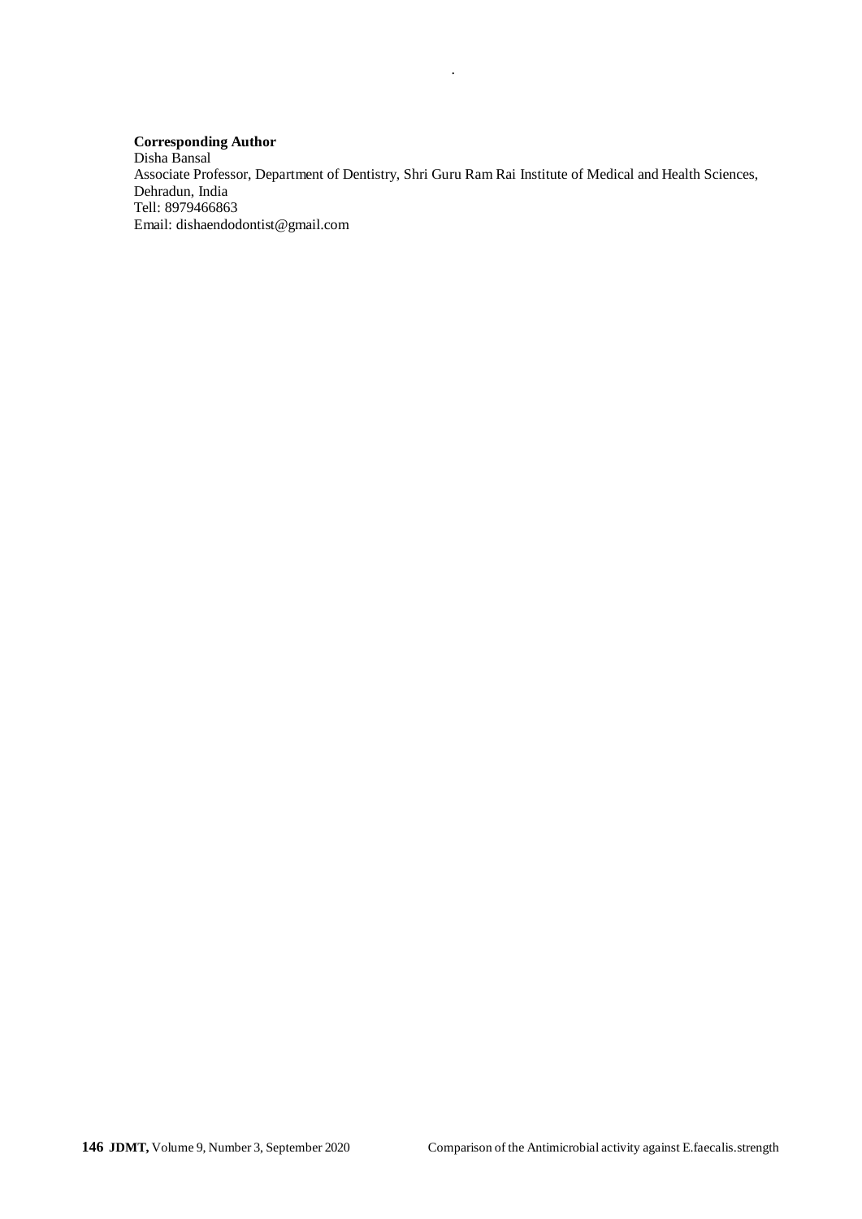**Corresponding Author**
Disha Bansal
Associate Professor, Department of Dentistry, Shri Guru Ram Rai Institute of Medical and Health Sciences, Dehradun, India
Tell: 8979466863
Email: dishaendodontist@gmail.com